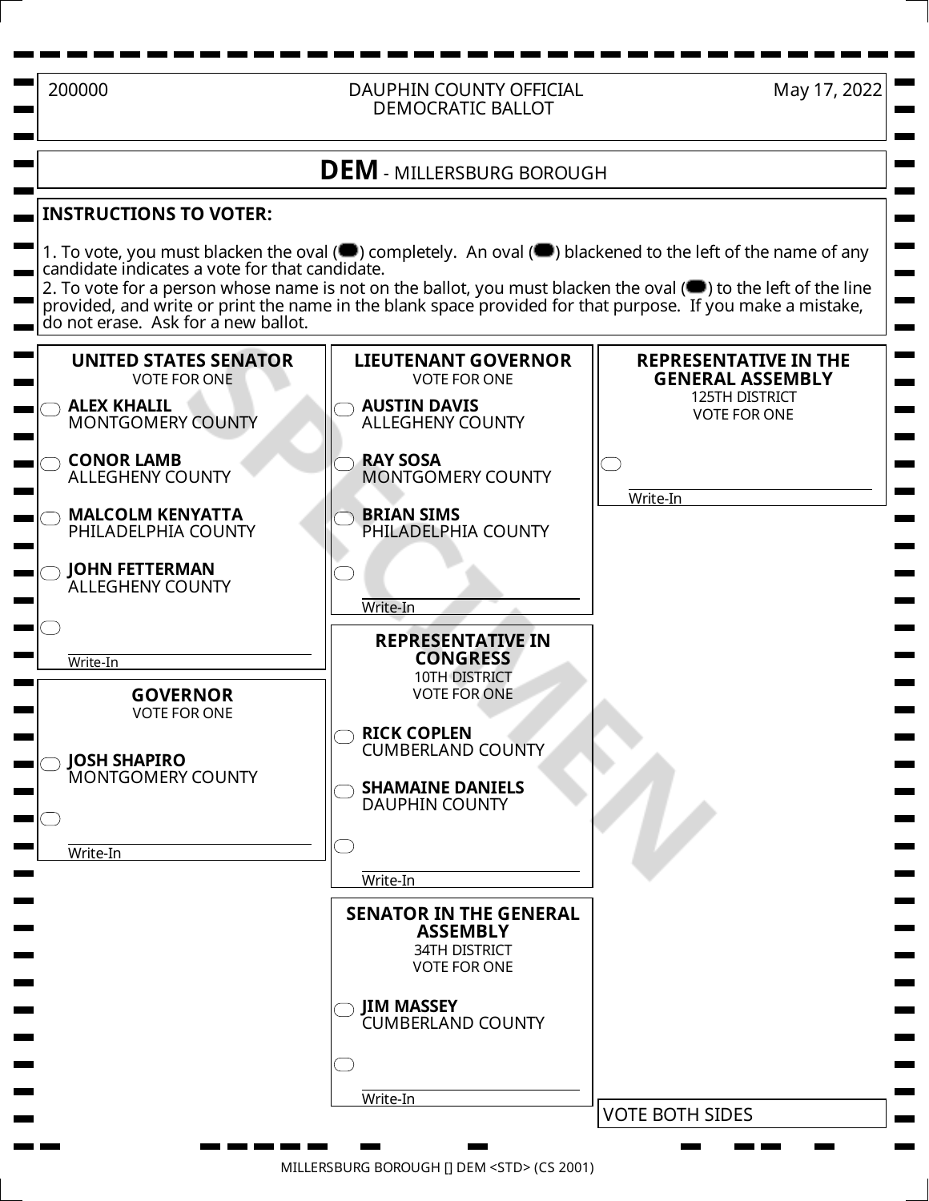200000 — DAUPHIN COUNTY OFFICIAL DEMOCRATIC BALLOT — May 17, 2022

# DEM - MILLERSBURG BOROUGH

**INSTRUCTIONS TO VOTER:**

1. To vote, you must blacken the oval (⬬) completely. An oval (⬬) blackened to the left of the name of any candidate indicates a vote for that candidate.
2. To vote for a person whose name is not on the ballot, you must blacken the oval (⬬) to the left of the line provided, and write or print the name in the blank space provided for that purpose. If you make a mistake, do not erase. Ask for a new ballot.

## UNITED STATES SENATOR
VOTE FOR ONE

- ⬭ **ALEX KHALIL** MONTGOMERY COUNTY
- ⬭ **CONOR LAMB** ALLEGHENY COUNTY
- ⬭ **MALCOLM KENYATTA** PHILADELPHIA COUNTY
- ⬭ **JOHN FETTERMAN** ALLEGHENY COUNTY
- ⬭ ________ Write-In

## GOVERNOR
VOTE FOR ONE

- ⬭ **JOSH SHAPIRO** MONTGOMERY COUNTY
- ⬭ ________ Write-In

## LIEUTENANT GOVERNOR
VOTE FOR ONE

- ⬭ **AUSTIN DAVIS** ALLEGHENY COUNTY
- ⬭ **RAY SOSA** MONTGOMERY COUNTY
- ⬭ **BRIAN SIMS** PHILADELPHIA COUNTY
- ⬭ ________ Write-In

## REPRESENTATIVE IN CONGRESS
10TH DISTRICT
VOTE FOR ONE

- ⬭ **RICK COPLEN** CUMBERLAND COUNTY
- ⬭ **SHAMAINE DANIELS** DAUPHIN COUNTY
- ⬭ ________ Write-In

## SENATOR IN THE GENERAL ASSEMBLY
34TH DISTRICT
VOTE FOR ONE

- ⬭ **JIM MASSEY** CUMBERLAND COUNTY
- ⬭ ________ Write-In

## REPRESENTATIVE IN THE GENERAL ASSEMBLY
125TH DISTRICT
VOTE FOR ONE

- ⬭ ________ Write-In

VOTE BOTH SIDES

MILLERSBURG BOROUGH [] DEM <STD> (CS 2001)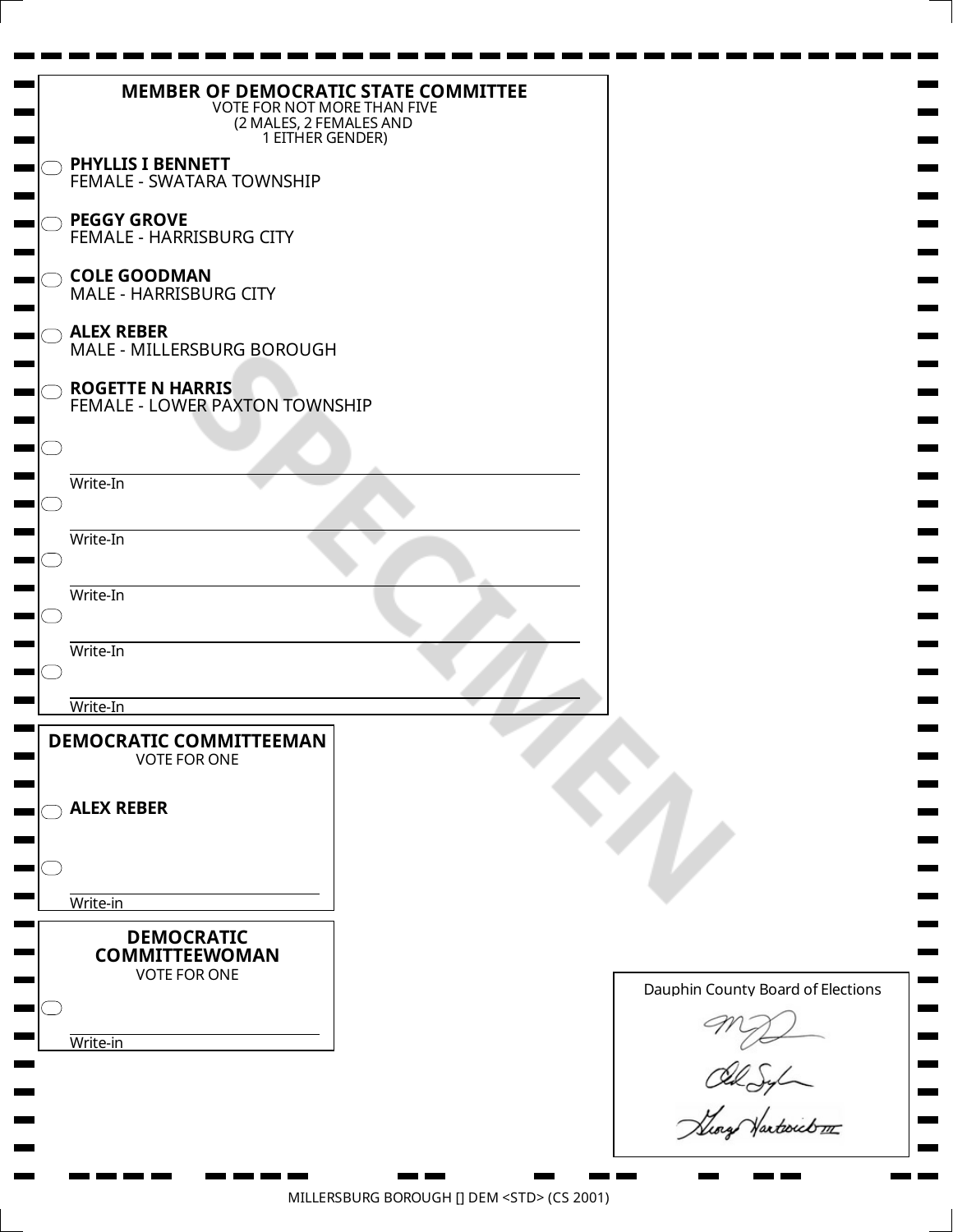## MEMBER OF DEMOCRATIC STATE COMMITTEE

VOTE FOR NOT MORE THAN FIVE
(2 MALES, 2 FEMALES AND
1 EITHER GENDER)

- **PHYLLIS I BENNETT**
  FEMALE - SWATARA TOWNSHIP
- **PEGGY GROVE**
  FEMALE - HARRISBURG CITY
- **COLE GOODMAN**
  MALE - HARRISBURG CITY
- **ALEX REBER**
  MALE - MILLERSBURG BOROUGH
- **ROGETTE N HARRIS**
  FEMALE - LOWER PAXTON TOWNSHIP
- Write-In
- Write-In
- Write-In
- Write-In
- Write-In

## DEMOCRATIC COMMITTEEMAN

VOTE FOR ONE

- **ALEX REBER**
- Write-in

## DEMOCRATIC COMMITTEEWOMAN

VOTE FOR ONE

- Write-in

Dauphin County Board of Elections

MILLERSBURG BOROUGH [] DEM <STD> (CS 2001)